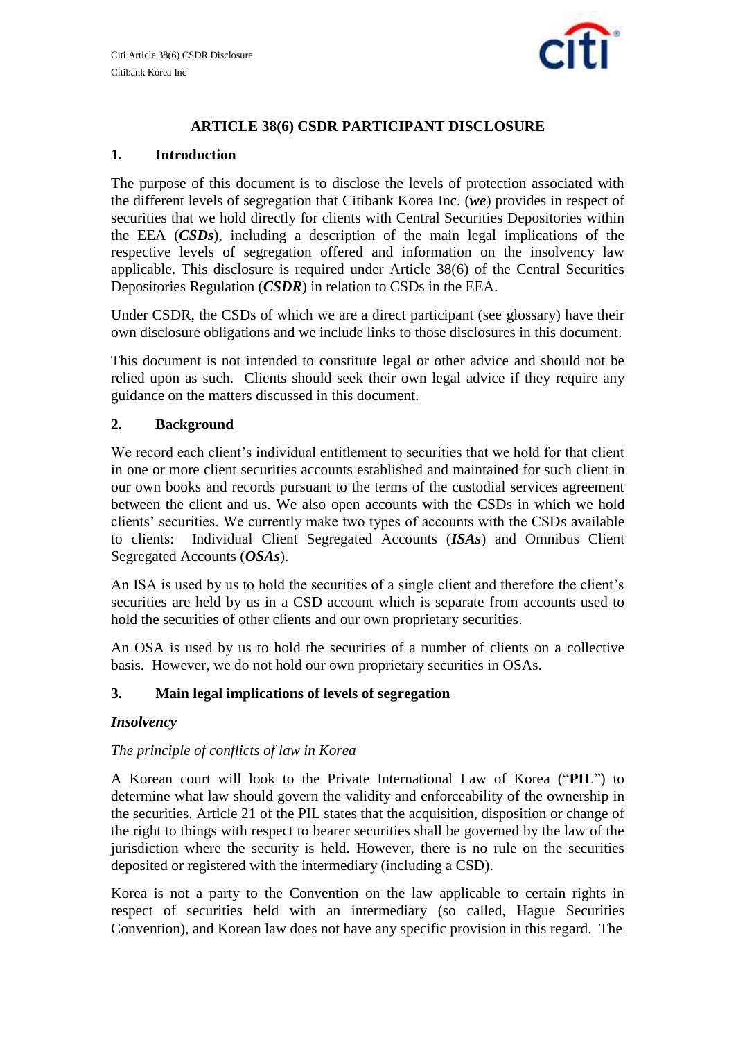# ARTICLE 38(6) CSDR PARTICIPANT DISCLOSURE

## 1. Introduction

The purpose of this document is to disclose the levels of protection associated with the different levels of segregation that Citibank Korea Inc. (***we***) provides in respect of securities that we hold directly for clients with Central Securities Depositories within the EEA (***CSDs***), including a description of the main legal implications of the respective levels of segregation offered and information on the insolvency law applicable. This disclosure is required under Article 38(6) of the Central Securities Depositories Regulation (***CSDR***) in relation to CSDs in the EEA.

Under CSDR, the CSDs of which we are a direct participant (see glossary) have their own disclosure obligations and we include links to those disclosures in this document.

This document is not intended to constitute legal or other advice and should not be relied upon as such. Clients should seek their own legal advice if they require any guidance on the matters discussed in this document.

## 2. Background

We record each client's individual entitlement to securities that we hold for that client in one or more client securities accounts established and maintained for such client in our own books and records pursuant to the terms of the custodial services agreement between the client and us. We also open accounts with the CSDs in which we hold clients' securities. We currently make two types of accounts with the CSDs available to clients: Individual Client Segregated Accounts (***ISAs***) and Omnibus Client Segregated Accounts (***OSAs***).

An ISA is used by us to hold the securities of a single client and therefore the client's securities are held by us in a CSD account which is separate from accounts used to hold the securities of other clients and our own proprietary securities.

An OSA is used by us to hold the securities of a number of clients on a collective basis. However, we do not hold our own proprietary securities in OSAs.

## 3. Main legal implications of levels of segregation

### *Insolvency*

*The principle of conflicts of law in Korea*

A Korean court will look to the Private International Law of Korea ("**PIL**") to determine what law should govern the validity and enforceability of the ownership in the securities. Article 21 of the PIL states that the acquisition, disposition or change of the right to things with respect to bearer securities shall be governed by the law of the jurisdiction where the security is held. However, there is no rule on the securities deposited or registered with the intermediary (including a CSD).

Korea is not a party to the Convention on the law applicable to certain rights in respect of securities held with an intermediary (so called, Hague Securities Convention), and Korean law does not have any specific provision in this regard. The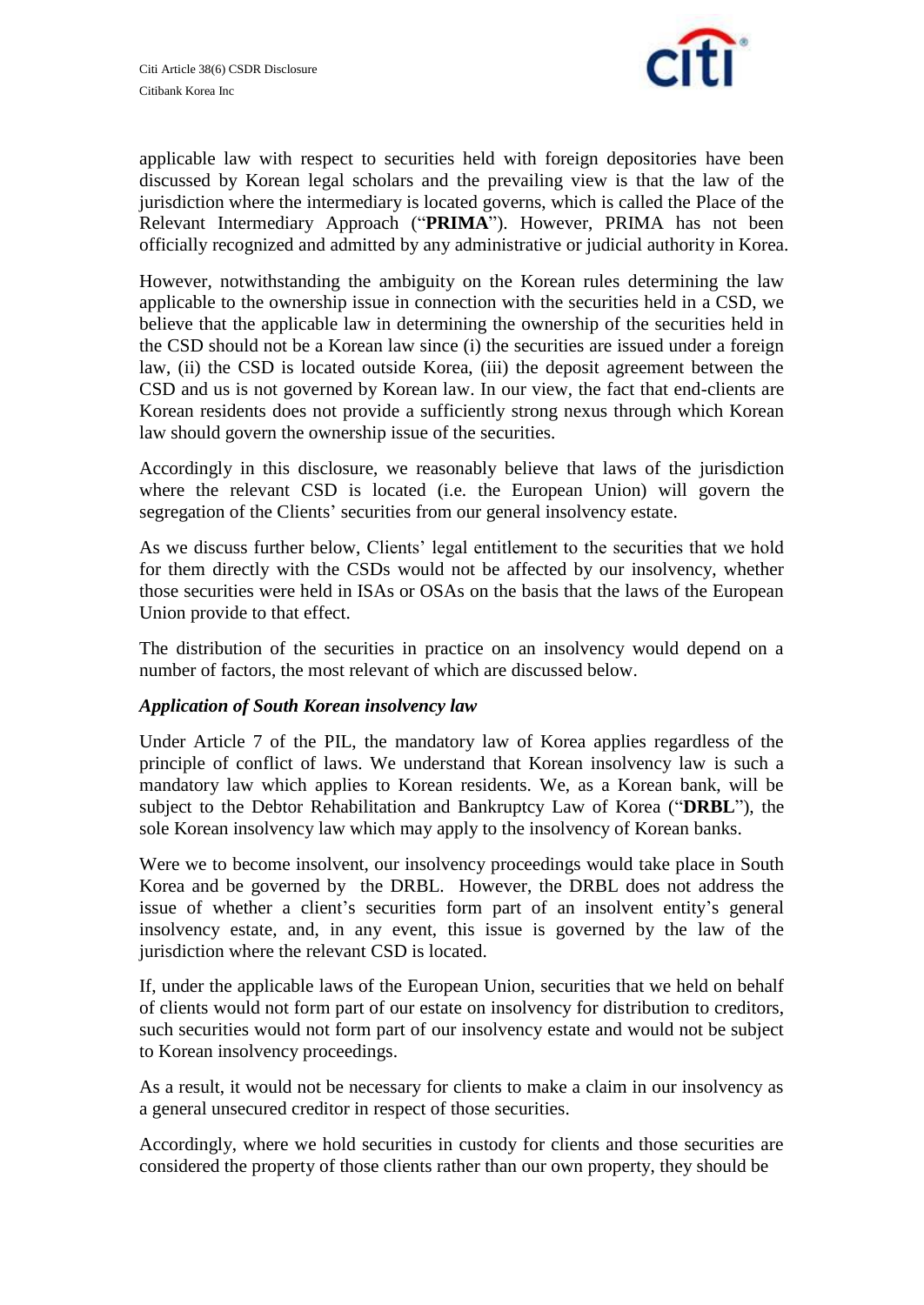applicable law with respect to securities held with foreign depositories have been discussed by Korean legal scholars and the prevailing view is that the law of the jurisdiction where the intermediary is located governs, which is called the Place of the Relevant Intermediary Approach ("**PRIMA**"). However, PRIMA has not been officially recognized and admitted by any administrative or judicial authority in Korea.

However, notwithstanding the ambiguity on the Korean rules determining the law applicable to the ownership issue in connection with the securities held in a CSD, we believe that the applicable law in determining the ownership of the securities held in the CSD should not be a Korean law since (i) the securities are issued under a foreign law, (ii) the CSD is located outside Korea, (iii) the deposit agreement between the CSD and us is not governed by Korean law. In our view, the fact that end-clients are Korean residents does not provide a sufficiently strong nexus through which Korean law should govern the ownership issue of the securities.

Accordingly in this disclosure, we reasonably believe that laws of the jurisdiction where the relevant CSD is located (i.e. the European Union) will govern the segregation of the Clients' securities from our general insolvency estate.

As we discuss further below, Clients' legal entitlement to the securities that we hold for them directly with the CSDs would not be affected by our insolvency, whether those securities were held in ISAs or OSAs on the basis that the laws of the European Union provide to that effect.

The distribution of the securities in practice on an insolvency would depend on a number of factors, the most relevant of which are discussed below.

***Application of South Korean insolvency law***

Under Article 7 of the PIL, the mandatory law of Korea applies regardless of the principle of conflict of laws. We understand that Korean insolvency law is such a mandatory law which applies to Korean residents. We, as a Korean bank, will be subject to the Debtor Rehabilitation and Bankruptcy Law of Korea ("**DRBL**"), the sole Korean insolvency law which may apply to the insolvency of Korean banks.

Were we to become insolvent, our insolvency proceedings would take place in South Korea and be governed by the DRBL. However, the DRBL does not address the issue of whether a client's securities form part of an insolvent entity's general insolvency estate, and, in any event, this issue is governed by the law of the jurisdiction where the relevant CSD is located.

If, under the applicable laws of the European Union, securities that we held on behalf of clients would not form part of our estate on insolvency for distribution to creditors, such securities would not form part of our insolvency estate and would not be subject to Korean insolvency proceedings.

As a result, it would not be necessary for clients to make a claim in our insolvency as a general unsecured creditor in respect of those securities.

Accordingly, where we hold securities in custody for clients and those securities are considered the property of those clients rather than our own property, they should be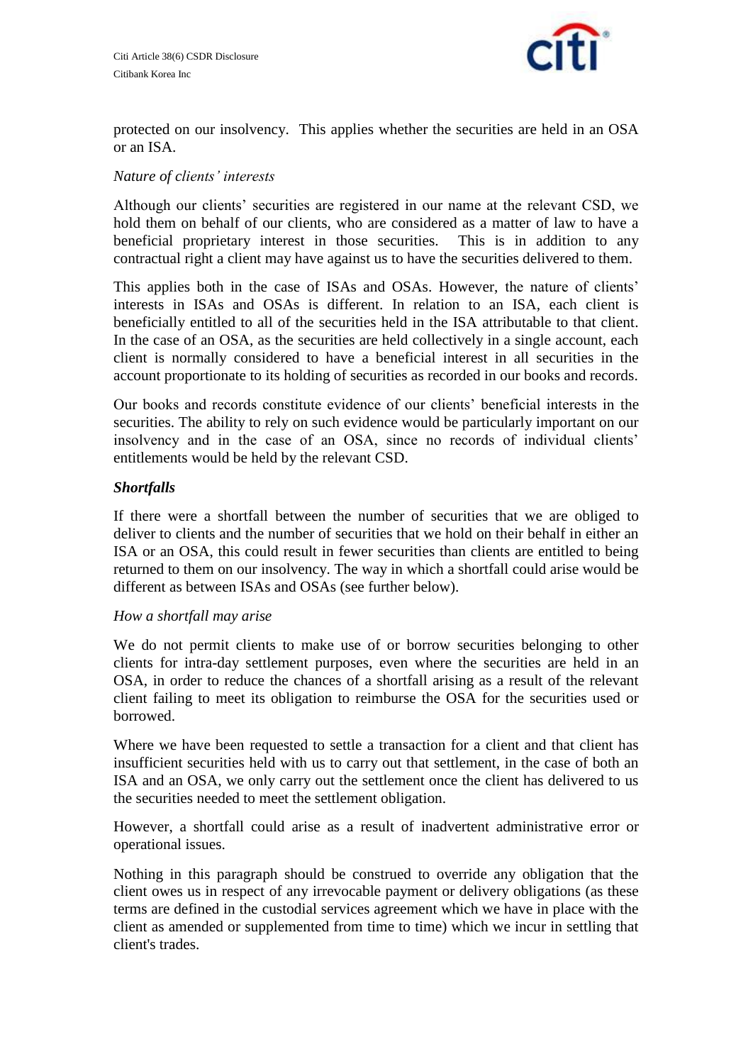protected on our insolvency. This applies whether the securities are held in an OSA or an ISA.

*Nature of clients' interests*

Although our clients' securities are registered in our name at the relevant CSD, we hold them on behalf of our clients, who are considered as a matter of law to have a beneficial proprietary interest in those securities. This is in addition to any contractual right a client may have against us to have the securities delivered to them.

This applies both in the case of ISAs and OSAs. However, the nature of clients' interests in ISAs and OSAs is different. In relation to an ISA, each client is beneficially entitled to all of the securities held in the ISA attributable to that client. In the case of an OSA, as the securities are held collectively in a single account, each client is normally considered to have a beneficial interest in all securities in the account proportionate to its holding of securities as recorded in our books and records.

Our books and records constitute evidence of our clients' beneficial interests in the securities. The ability to rely on such evidence would be particularly important on our insolvency and in the case of an OSA, since no records of individual clients' entitlements would be held by the relevant CSD.

***Shortfalls***

If there were a shortfall between the number of securities that we are obliged to deliver to clients and the number of securities that we hold on their behalf in either an ISA or an OSA, this could result in fewer securities than clients are entitled to being returned to them on our insolvency. The way in which a shortfall could arise would be different as between ISAs and OSAs (see further below).

*How a shortfall may arise*

We do not permit clients to make use of or borrow securities belonging to other clients for intra-day settlement purposes, even where the securities are held in an OSA, in order to reduce the chances of a shortfall arising as a result of the relevant client failing to meet its obligation to reimburse the OSA for the securities used or borrowed.

Where we have been requested to settle a transaction for a client and that client has insufficient securities held with us to carry out that settlement, in the case of both an ISA and an OSA, we only carry out the settlement once the client has delivered to us the securities needed to meet the settlement obligation.

However, a shortfall could arise as a result of inadvertent administrative error or operational issues.

Nothing in this paragraph should be construed to override any obligation that the client owes us in respect of any irrevocable payment or delivery obligations (as these terms are defined in the custodial services agreement which we have in place with the client as amended or supplemented from time to time) which we incur in settling that client's trades.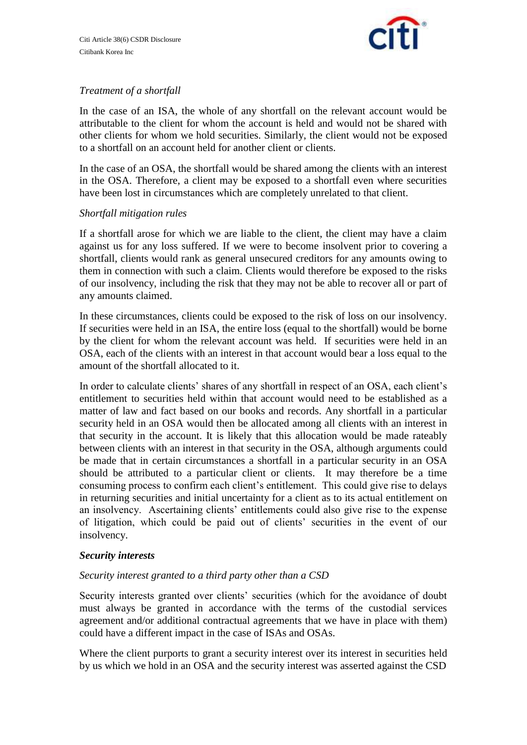*Treatment of a shortfall*

In the case of an ISA, the whole of any shortfall on the relevant account would be attributable to the client for whom the account is held and would not be shared with other clients for whom we hold securities. Similarly, the client would not be exposed to a shortfall on an account held for another client or clients.

In the case of an OSA, the shortfall would be shared among the clients with an interest in the OSA. Therefore, a client may be exposed to a shortfall even where securities have been lost in circumstances which are completely unrelated to that client.

*Shortfall mitigation rules*

If a shortfall arose for which we are liable to the client, the client may have a claim against us for any loss suffered. If we were to become insolvent prior to covering a shortfall, clients would rank as general unsecured creditors for any amounts owing to them in connection with such a claim. Clients would therefore be exposed to the risks of our insolvency, including the risk that they may not be able to recover all or part of any amounts claimed.

In these circumstances, clients could be exposed to the risk of loss on our insolvency. If securities were held in an ISA, the entire loss (equal to the shortfall) would be borne by the client for whom the relevant account was held. If securities were held in an OSA, each of the clients with an interest in that account would bear a loss equal to the amount of the shortfall allocated to it.

In order to calculate clients' shares of any shortfall in respect of an OSA, each client's entitlement to securities held within that account would need to be established as a matter of law and fact based on our books and records. Any shortfall in a particular security held in an OSA would then be allocated among all clients with an interest in that security in the account. It is likely that this allocation would be made rateably between clients with an interest in that security in the OSA, although arguments could be made that in certain circumstances a shortfall in a particular security in an OSA should be attributed to a particular client or clients. It may therefore be a time consuming process to confirm each client's entitlement. This could give rise to delays in returning securities and initial uncertainty for a client as to its actual entitlement on an insolvency. Ascertaining clients' entitlements could also give rise to the expense of litigation, which could be paid out of clients' securities in the event of our insolvency.

***Security interests***

*Security interest granted to a third party other than a CSD*

Security interests granted over clients' securities (which for the avoidance of doubt must always be granted in accordance with the terms of the custodial services agreement and/or additional contractual agreements that we have in place with them) could have a different impact in the case of ISAs and OSAs.

Where the client purports to grant a security interest over its interest in securities held by us which we hold in an OSA and the security interest was asserted against the CSD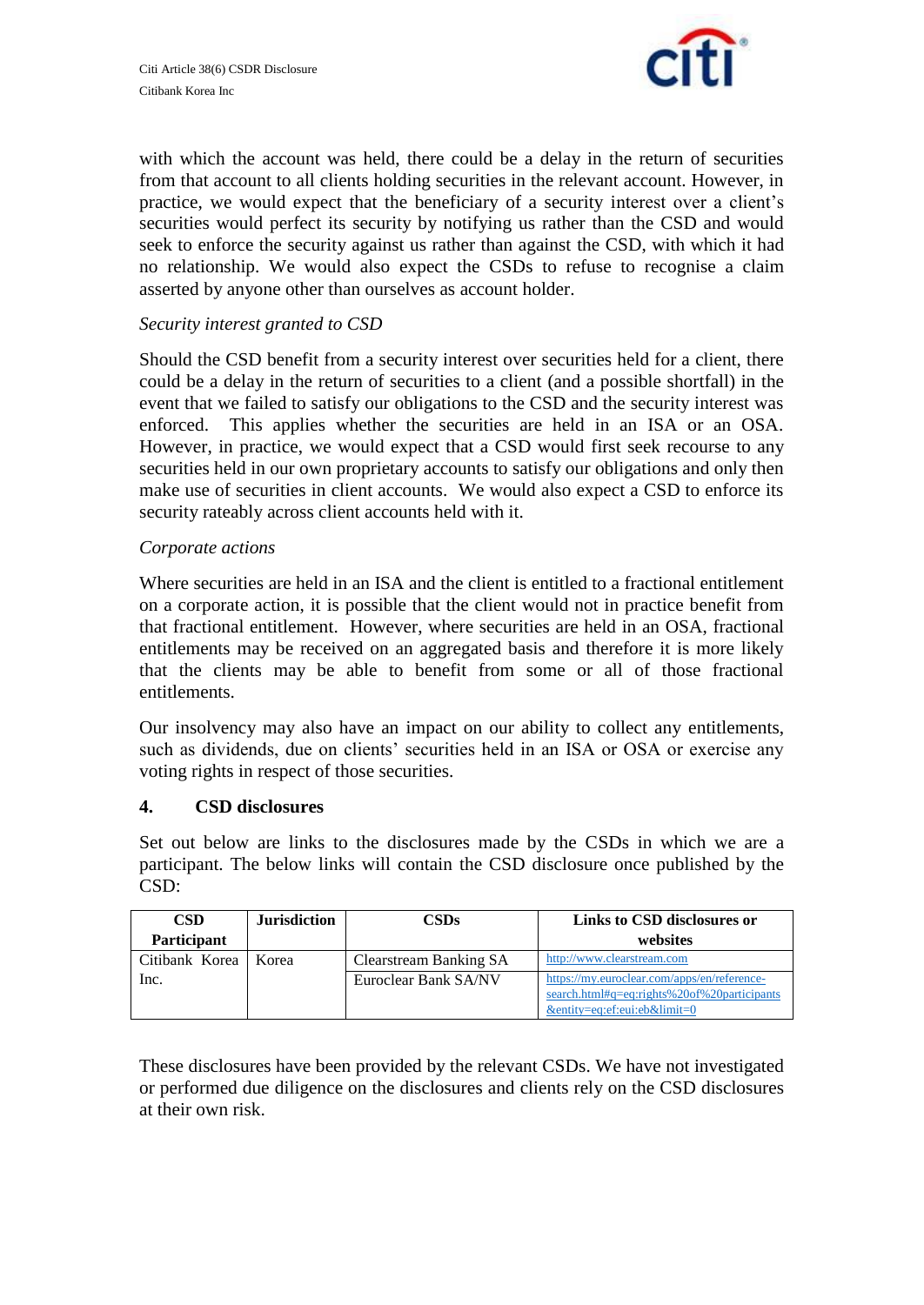with which the account was held, there could be a delay in the return of securities from that account to all clients holding securities in the relevant account. However, in practice, we would expect that the beneficiary of a security interest over a client's securities would perfect its security by notifying us rather than the CSD and would seek to enforce the security against us rather than against the CSD, with which it had no relationship. We would also expect the CSDs to refuse to recognise a claim asserted by anyone other than ourselves as account holder.

*Security interest granted to CSD*

Should the CSD benefit from a security interest over securities held for a client, there could be a delay in the return of securities to a client (and a possible shortfall) in the event that we failed to satisfy our obligations to the CSD and the security interest was enforced. This applies whether the securities are held in an ISA or an OSA. However, in practice, we would expect that a CSD would first seek recourse to any securities held in our own proprietary accounts to satisfy our obligations and only then make use of securities in client accounts. We would also expect a CSD to enforce its security rateably across client accounts held with it.

*Corporate actions*

Where securities are held in an ISA and the client is entitled to a fractional entitlement on a corporate action, it is possible that the client would not in practice benefit from that fractional entitlement. However, where securities are held in an OSA, fractional entitlements may be received on an aggregated basis and therefore it is more likely that the clients may be able to benefit from some or all of those fractional entitlements.

Our insolvency may also have an impact on our ability to collect any entitlements, such as dividends, due on clients' securities held in an ISA or OSA or exercise any voting rights in respect of those securities.

## 4. CSD disclosures

Set out below are links to the disclosures made by the CSDs in which we are a participant. The below links will contain the CSD disclosure once published by the CSD:

| CSD Participant | Jurisdiction | CSDs | Links to CSD disclosures or websites |
|---|---|---|---|
| Citibank Korea Inc. | Korea | Clearstream Banking SA | http://www.clearstream.com |
| | | Euroclear Bank SA/NV | https://my.euroclear.com/apps/en/reference-search.html#q=eq:rights%20of%20participants&entity=eq:ef:eui:eb&limit=0 |

These disclosures have been provided by the relevant CSDs. We have not investigated or performed due diligence on the disclosures and clients rely on the CSD disclosures at their own risk.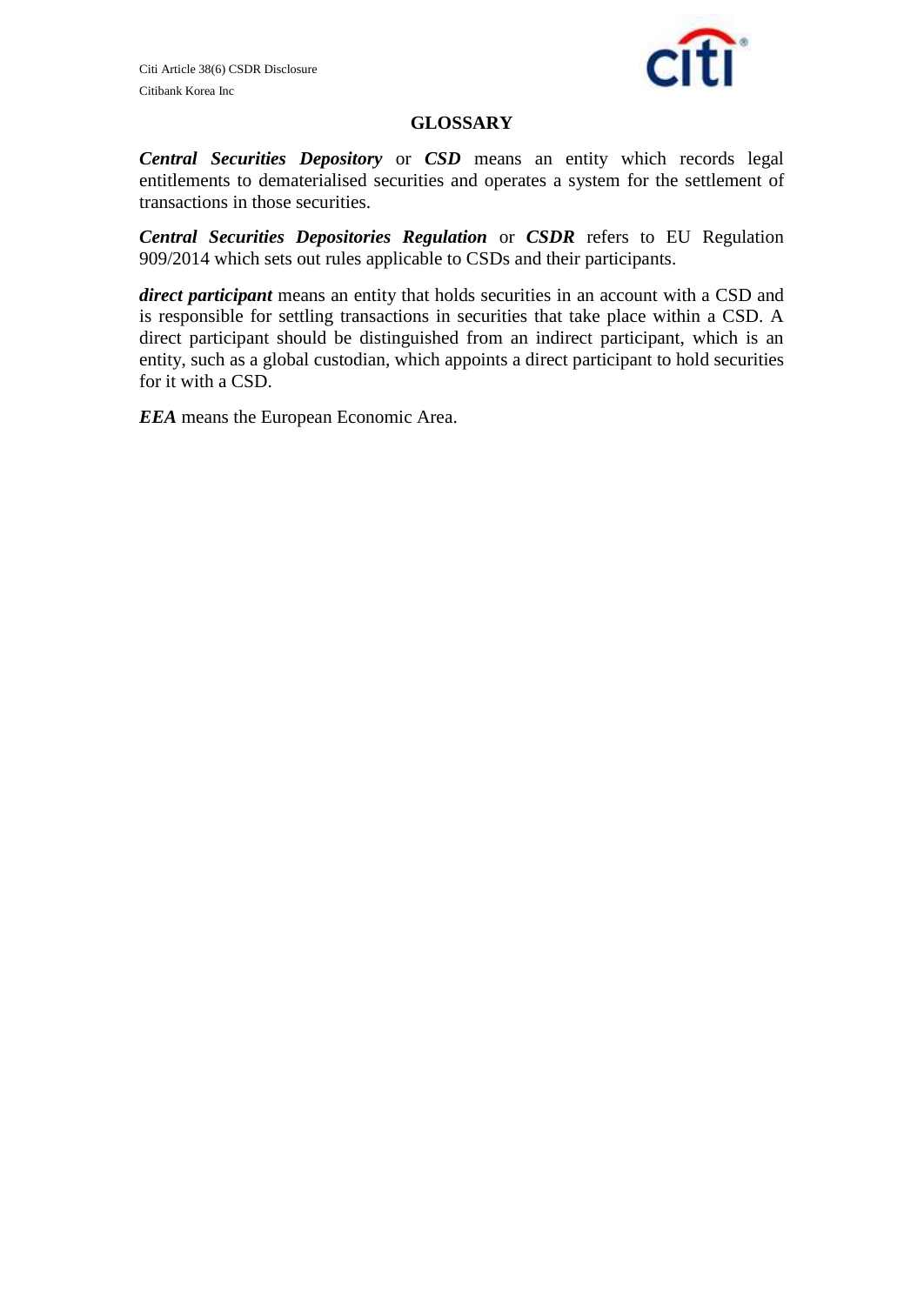# GLOSSARY

***Central Securities Depository*** or ***CSD*** means an entity which records legal entitlements to dematerialised securities and operates a system for the settlement of transactions in those securities.

***Central Securities Depositories Regulation*** or ***CSDR*** refers to EU Regulation 909/2014 which sets out rules applicable to CSDs and their participants.

***direct participant*** means an entity that holds securities in an account with a CSD and is responsible for settling transactions in securities that take place within a CSD. A direct participant should be distinguished from an indirect participant, which is an entity, such as a global custodian, which appoints a direct participant to hold securities for it with a CSD.

***EEA*** means the European Economic Area.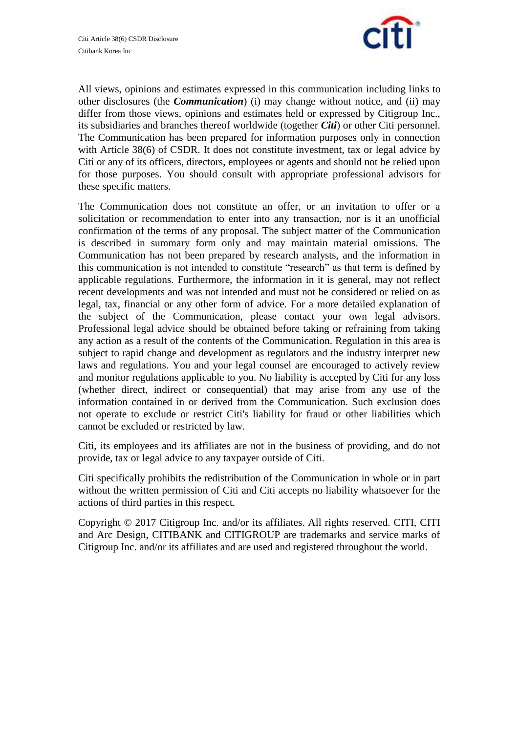All views, opinions and estimates expressed in this communication including links to other disclosures (the ***Communication***) (i) may change without notice, and (ii) may differ from those views, opinions and estimates held or expressed by Citigroup Inc., its subsidiaries and branches thereof worldwide (together ***Citi***) or other Citi personnel. The Communication has been prepared for information purposes only in connection with Article 38(6) of CSDR. It does not constitute investment, tax or legal advice by Citi or any of its officers, directors, employees or agents and should not be relied upon for those purposes. You should consult with appropriate professional advisors for these specific matters.

The Communication does not constitute an offer, or an invitation to offer or a solicitation or recommendation to enter into any transaction, nor is it an unofficial confirmation of the terms of any proposal. The subject matter of the Communication is described in summary form only and may maintain material omissions. The Communication has not been prepared by research analysts, and the information in this communication is not intended to constitute "research" as that term is defined by applicable regulations. Furthermore, the information in it is general, may not reflect recent developments and was not intended and must not be considered or relied on as legal, tax, financial or any other form of advice. For a more detailed explanation of the subject of the Communication, please contact your own legal advisors. Professional legal advice should be obtained before taking or refraining from taking any action as a result of the contents of the Communication. Regulation in this area is subject to rapid change and development as regulators and the industry interpret new laws and regulations. You and your legal counsel are encouraged to actively review and monitor regulations applicable to you. No liability is accepted by Citi for any loss (whether direct, indirect or consequential) that may arise from any use of the information contained in or derived from the Communication. Such exclusion does not operate to exclude or restrict Citi's liability for fraud or other liabilities which cannot be excluded or restricted by law.

Citi, its employees and its affiliates are not in the business of providing, and do not provide, tax or legal advice to any taxpayer outside of Citi.

Citi specifically prohibits the redistribution of the Communication in whole or in part without the written permission of Citi and Citi accepts no liability whatsoever for the actions of third parties in this respect.

Copyright © 2017 Citigroup Inc. and/or its affiliates. All rights reserved. CITI, CITI and Arc Design, CITIBANK and CITIGROUP are trademarks and service marks of Citigroup Inc. and/or its affiliates and are used and registered throughout the world.